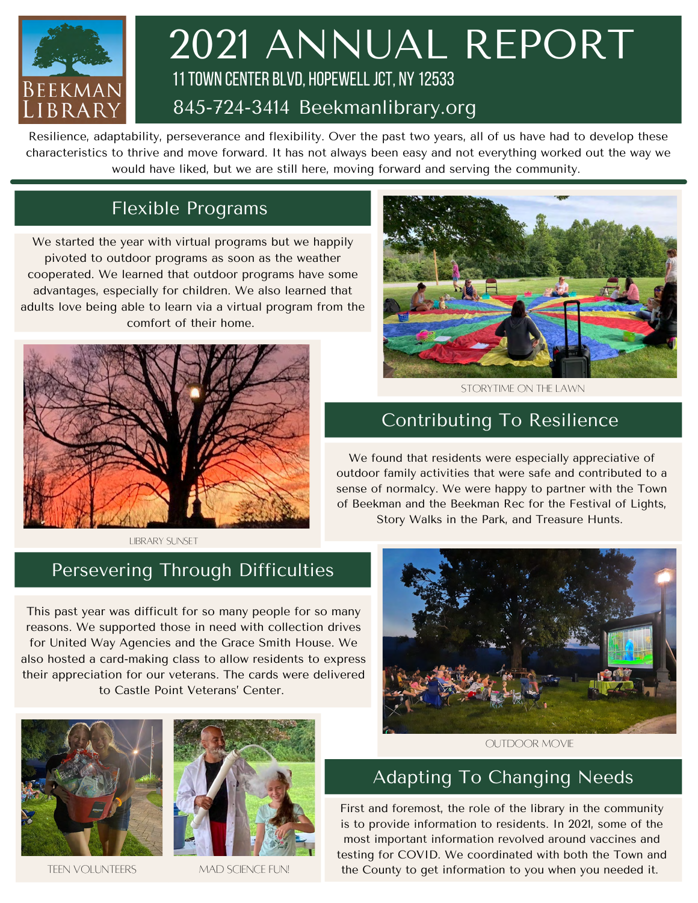# 2021 ANNUAL REPORT

BEEKMAN LIBRARY

11 TOWN CENTER BLVD, HOPEWELL JCT, NY 12533

845-724-3414 Beekmanlibrary.org

Resilience, adaptability, perseverance and flexibility. Over the past two years, all of us have had to develop these characteristics to thrive and move forward. It has not always been easy and not everything worked out the way we would have liked, but we are still here, moving forward and serving the community.

## Flexible Programs

We started the year with virtual programs but we happily pivoted to outdoor programs as soon as the weather cooperated. We learned that outdoor programs have some advantages, especially for children. We also learned that adults love being able to learn via a virtual program from the comfort of their home.

STORYTIME ON THE LAWN

LIBRARY SUNSET

## Contributing To Resilience

We found that residents were especially appreciative of outdoor family activities that were safe and contributed to a sense of normalcy. We were happy to partner with the Town of Beekman and the Beekman Rec for the Festival of Lights, Story Walks in the Park, and Treasure Hunts.

## Persevering Through Difficulties

This past year was difficult for so many people for so many reasons. We supported those in need with collection drives for United Way Agencies and the Grace Smith House. We also hosted a card-making class to allow residents to express their appreciation for our veterans. The cards were delivered to Castle Point Veterans' Center.

OUTDOOR MOVIE

TEEN VOLUNTEERS

MAD SCIENCE FUN!

## Adapting To Changing Needs

First and foremost, the role of the library in the community is to provide information to residents. In 2021, some of the most important information revolved around vaccines and testing for COVID. We coordinated with both the Town and the County to get information to you when you needed it.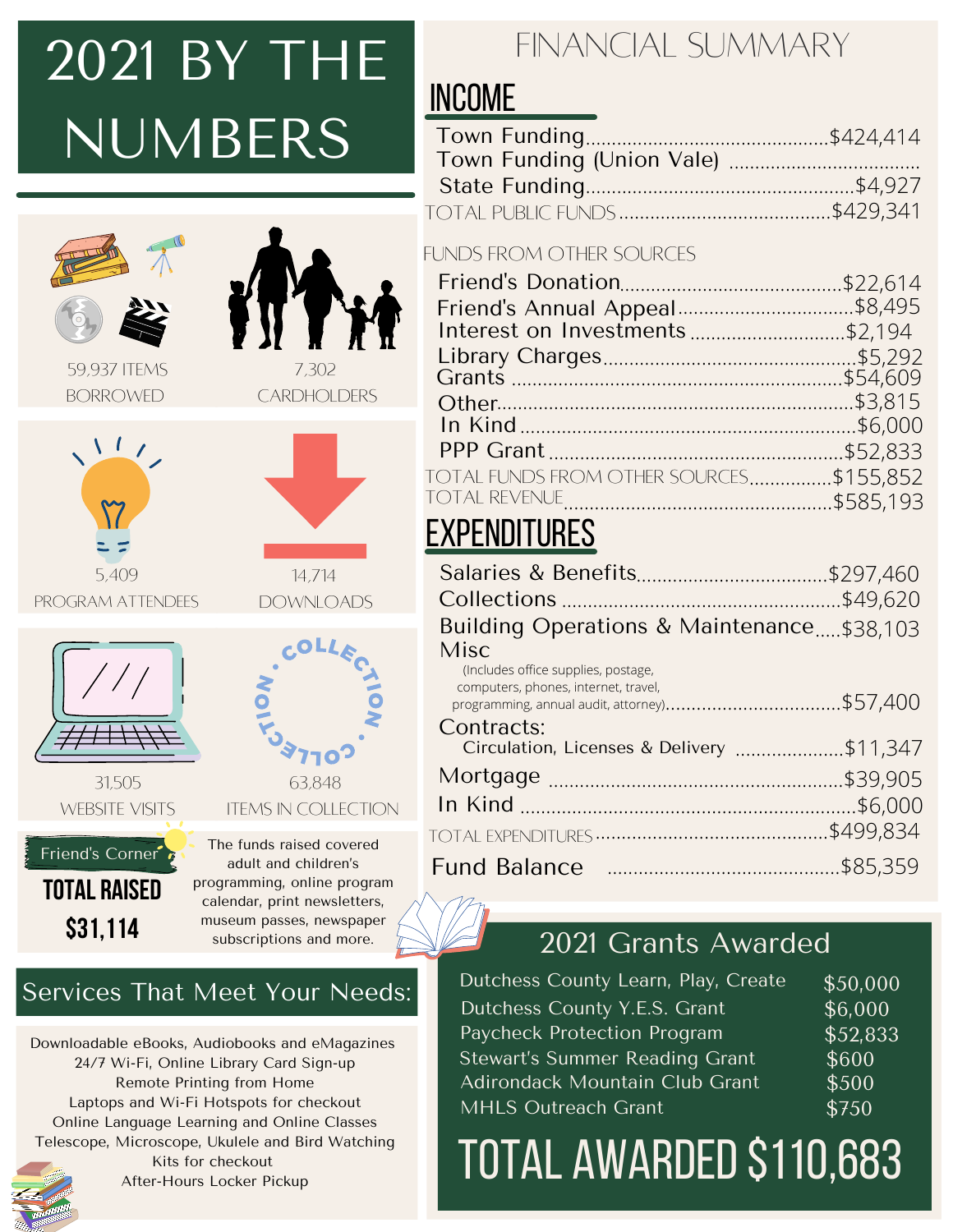# 2021 BY THE NUMBERS

59,937 ITEMS BORROWED

7,302 CARDHOLDERS

5,409 PROGRAM ATTENDEES

14,714 DOWNLOADS

31,505 WEBSITE VISITS

63,848 ITEMS IN COLLECTION

COLLECTION COLLECTION

## Friend's Corner

**TOTAL RAISED $31,114**

The funds raised covered adult and children's programming, online program calendar, print newsletters, museum passes, newspaper subscriptions and more.

## Services That Meet Your Needs:

Downloadable eBooks, Audiobooks and eMagazines
24/7 Wi-Fi, Online Library Card Sign-up
Remote Printing from Home
Laptops and Wi-Fi Hotspots for checkout
Online Language Learning and Online Classes
Telescope, Microscope, Ukulele and Bird Watching Kits for checkout
After-Hours Locker Pickup

# FINANCIAL SUMMARY

## INCOME

| | |
|---|---|
| Town Funding | $424,414 |
| Town Funding (Union Vale) | |
| State Funding | $4,927 |
| TOTAL PUBLIC FUNDS | $429,341 |

FUNDS FROM OTHER SOURCES

| | |
|---|---|
| Friend's Donation | $22,614 |
| Friend's Annual Appeal | $8,495 |
| Interest on Investments | $2,194 |
| Library Charges | $5,292 |
| Grants | $54,609 |
| Other | $3,815 |
| In Kind | $6,000 |
| PPP Grant | $52,833 |
| TOTAL FUNDS FROM OTHER SOURCES | $155,852 |
| TOTAL REVENUE | $585,193 |

## EXPENDITURES

| | |
|---|---|
| Salaries & Benefits | $297,460 |
| Collections | $49,620 |
| Building Operations & Maintenance | $38,103 |
| Misc (Includes office supplies, postage, computers, phones, internet, travel, programming, annual audit, attorney) | $57,400 |
| Contracts: Circulation, Licenses & Delivery | $11,347 |
| Mortgage | $39,905 |
| In Kind | $6,000 |
| TOTAL EXPENDITURES | $499,834 |
| Fund Balance | $85,359 |

## 2021 Grants Awarded

| | |
|---|---|
| Dutchess County Learn, Play, Create | $50,000 |
| Dutchess County Y.E.S. Grant | $6,000 |
| Paycheck Protection Program | $52,833 |
| Stewart's Summer Reading Grant | $600 |
| Adirondack Mountain Club Grant | $500 |
| MHLS Outreach Grant | $750 |

**TOTAL AWARDED $110,683**